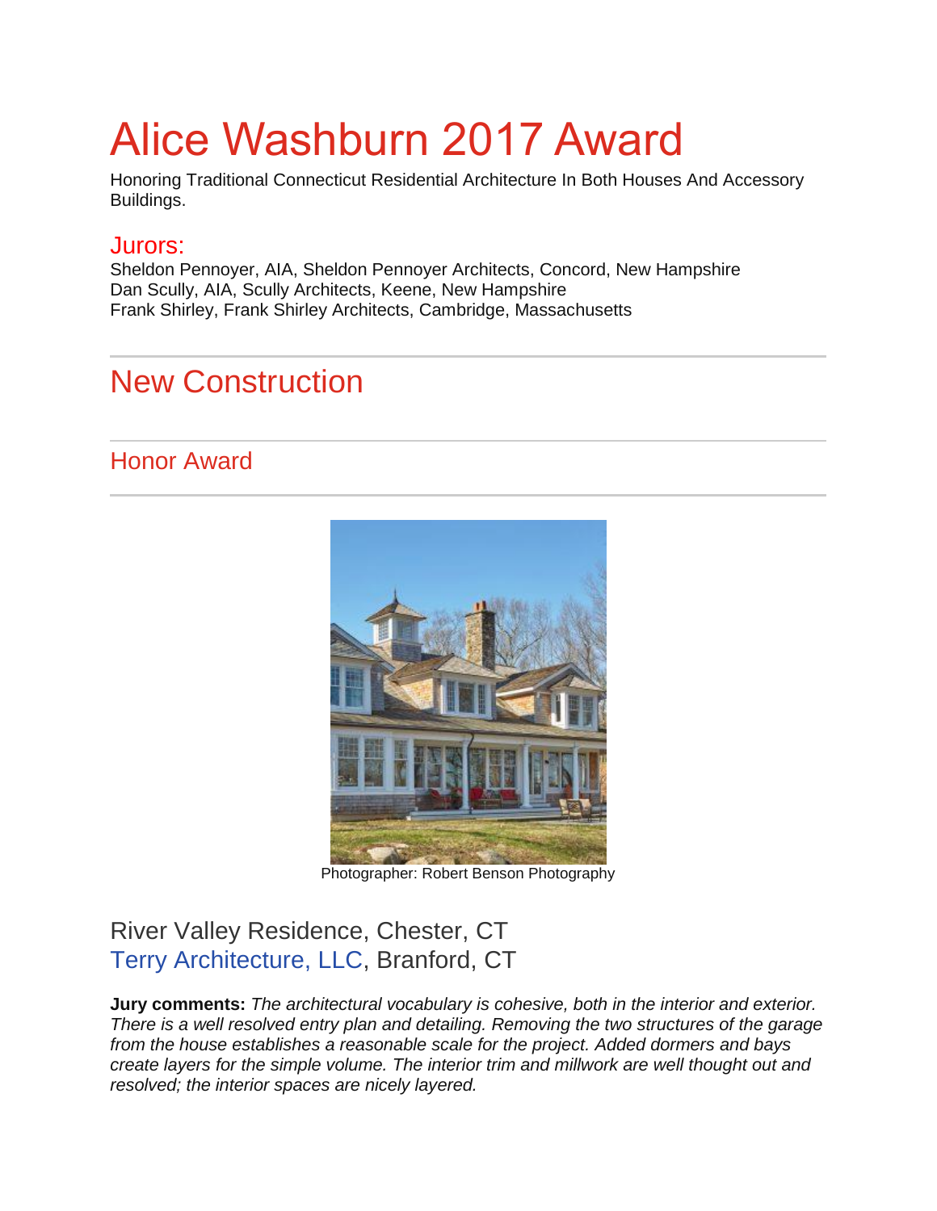# Alice Washburn 2017 Award

Honoring Traditional Connecticut Residential Architecture In Both Houses And Accessory Buildings.

## Jurors:

Sheldon Pennoyer, AIA, Sheldon Pennoyer Architects, Concord, New Hampshire
Dan Scully, AIA, Scully Architects, Keene, New Hampshire
Frank Shirley, Frank Shirley Architects, Cambridge, Massachusetts

---

## New Construction

---

### Honor Award

---

Photographer: Robert Benson Photography

River Valley Residence, Chester, CT
Terry Architecture, LLC, Branford, CT

**Jury comments:** *The architectural vocabulary is cohesive, both in the interior and exterior. There is a well resolved entry plan and detailing. Removing the two structures of the garage from the house establishes a reasonable scale for the project. Added dormers and bays create layers for the simple volume. The interior trim and millwork are well thought out and resolved; the interior spaces are nicely layered.*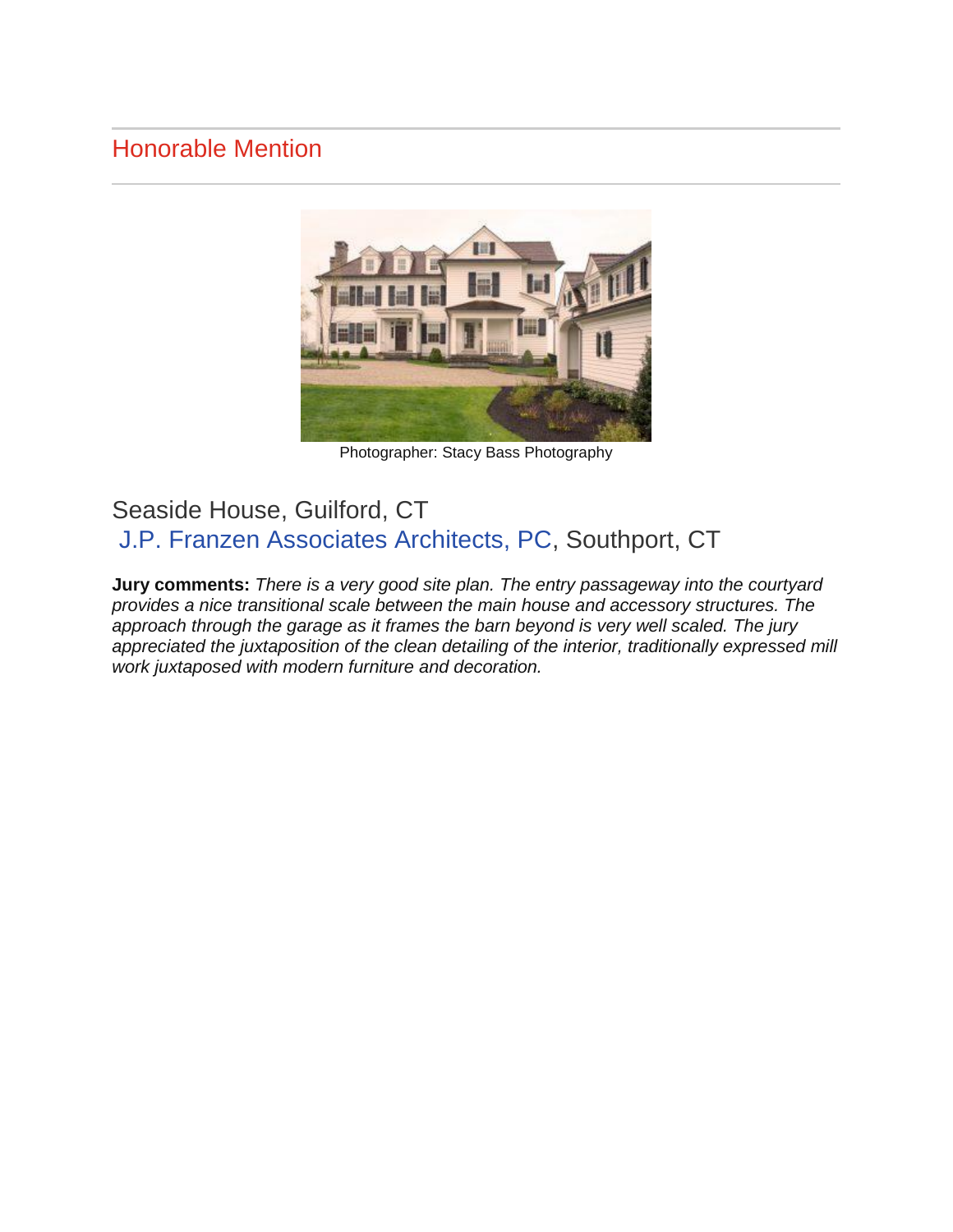## Honorable Mention

Photographer: Stacy Bass Photography

### Seaside House, Guilford, CT
### J.P. Franzen Associates Architects, PC, Southport, CT

**Jury comments:** *There is a very good site plan. The entry passageway into the courtyard provides a nice transitional scale between the main house and accessory structures. The approach through the garage as it frames the barn beyond is very well scaled. The jury appreciated the juxtaposition of the clean detailing of the interior, traditionally expressed mill work juxtaposed with modern furniture and decoration.*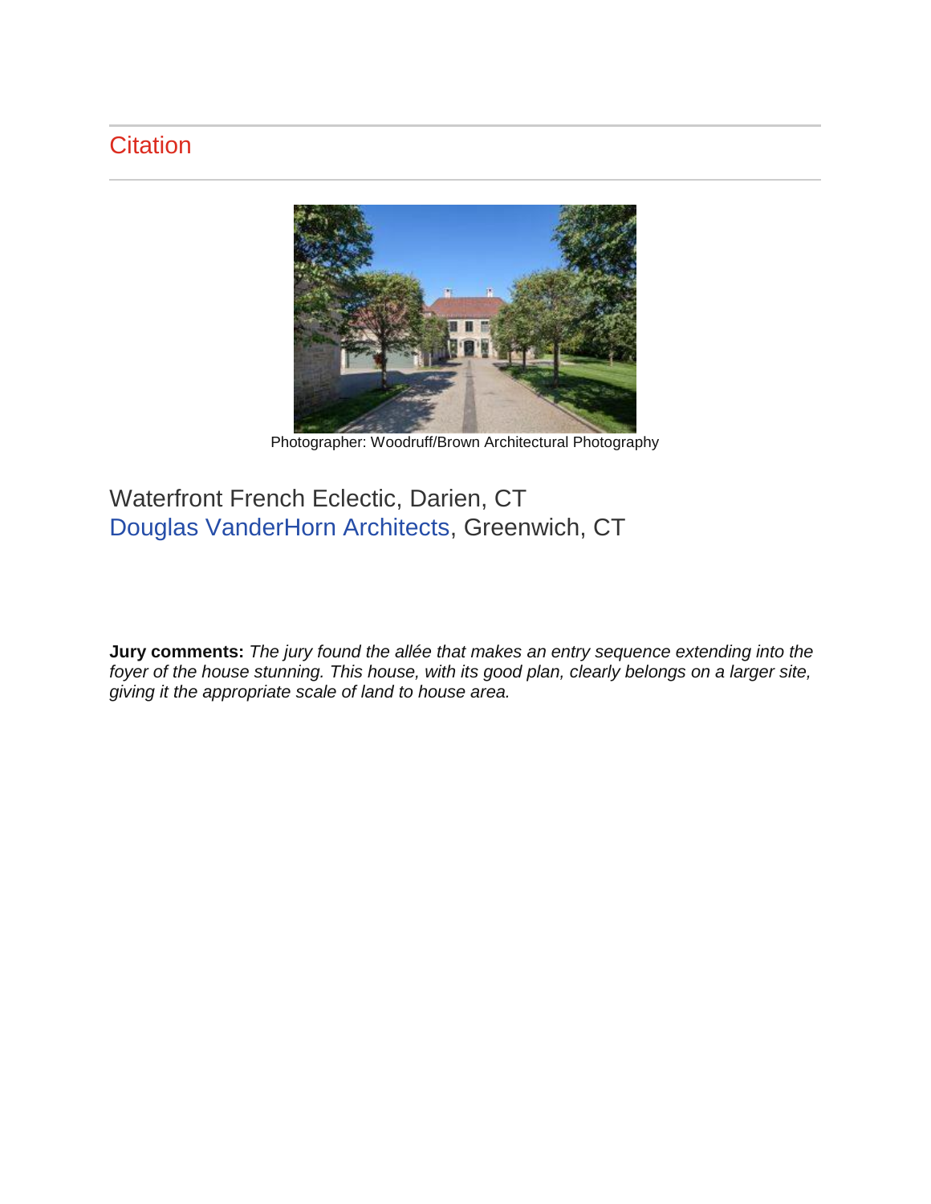## Citation

Photographer: Woodruff/Brown Architectural Photography

Waterfront French Eclectic, Darien, CT
Douglas VanderHorn Architects, Greenwich, CT

**Jury comments:** *The jury found the allée that makes an entry sequence extending into the foyer of the house stunning. This house, with its good plan, clearly belongs on a larger site, giving it the appropriate scale of land to house area.*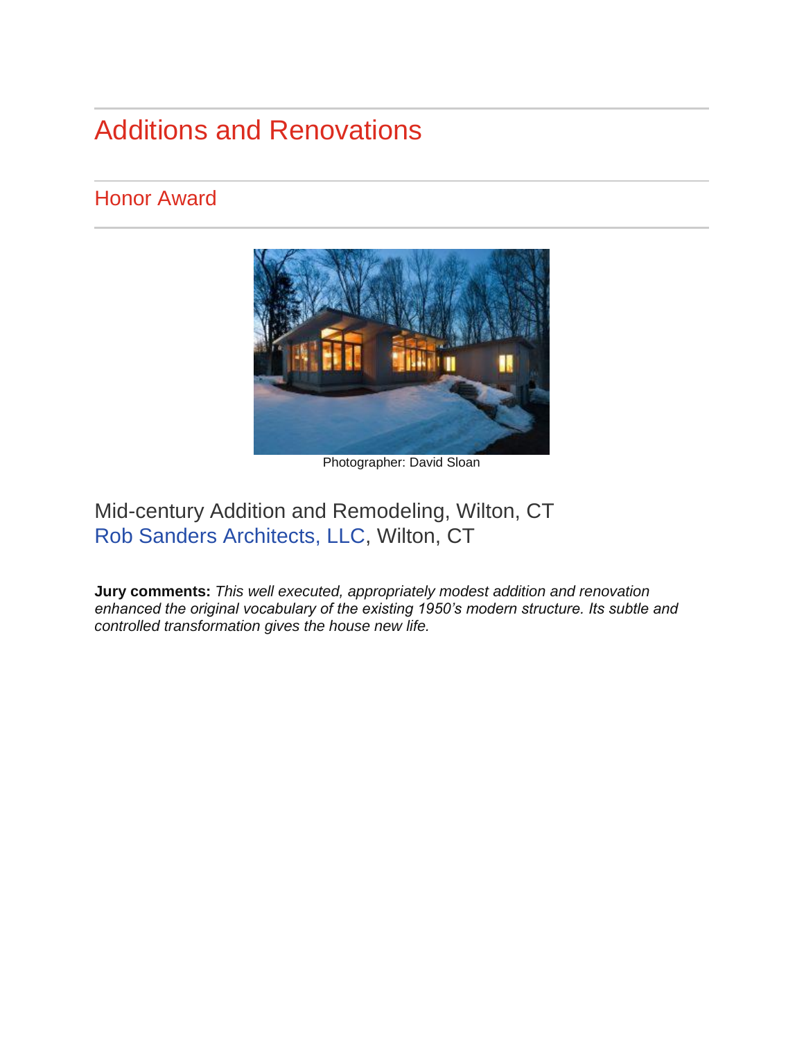# Additions and Renovations

## Honor Award

Photographer: David Sloan

Mid-century Addition and Remodeling, Wilton, CT
Rob Sanders Architects, LLC, Wilton, CT

**Jury comments:** *This well executed, appropriately modest addition and renovation enhanced the original vocabulary of the existing 1950's modern structure. Its subtle and controlled transformation gives the house new life.*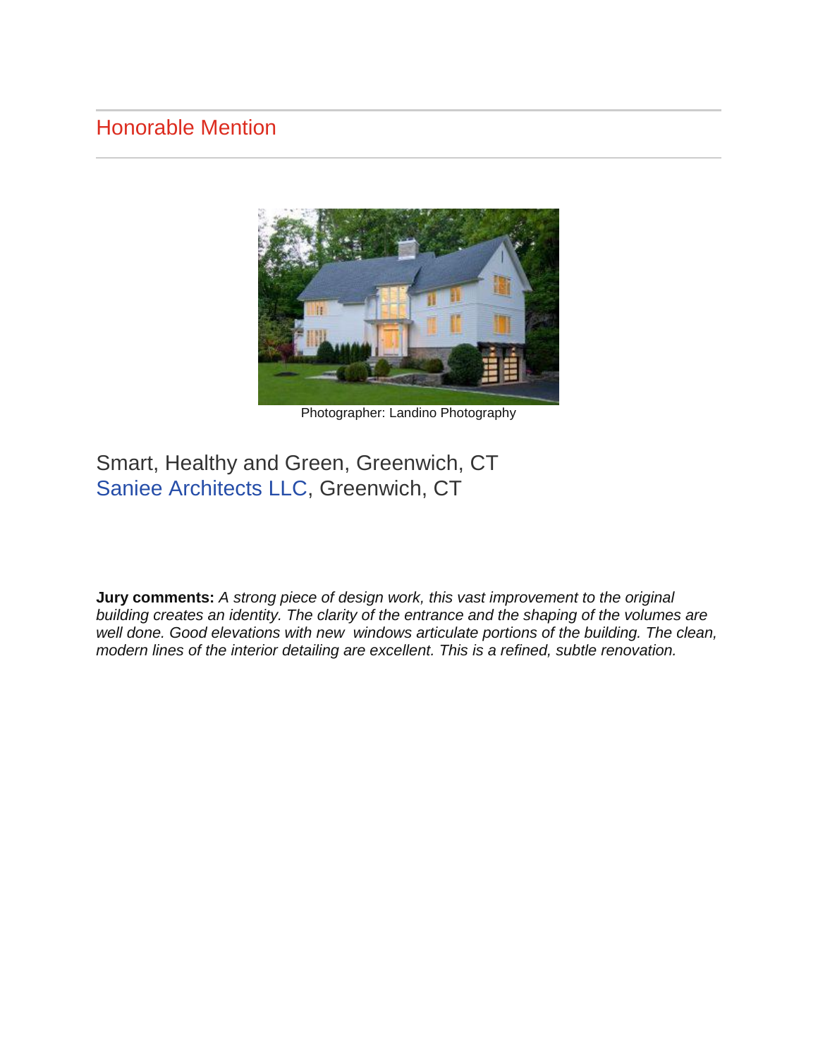## Honorable Mention

Photographer: Landino Photography

### Smart, Healthy and Green, Greenwich, CT
### Saniee Architects LLC, Greenwich, CT

**Jury comments:** *A strong piece of design work, this vast improvement to the original building creates an identity. The clarity of the entrance and the shaping of the volumes are well done. Good elevations with new windows articulate portions of the building. The clean, modern lines of the interior detailing are excellent. This is a refined, subtle renovation.*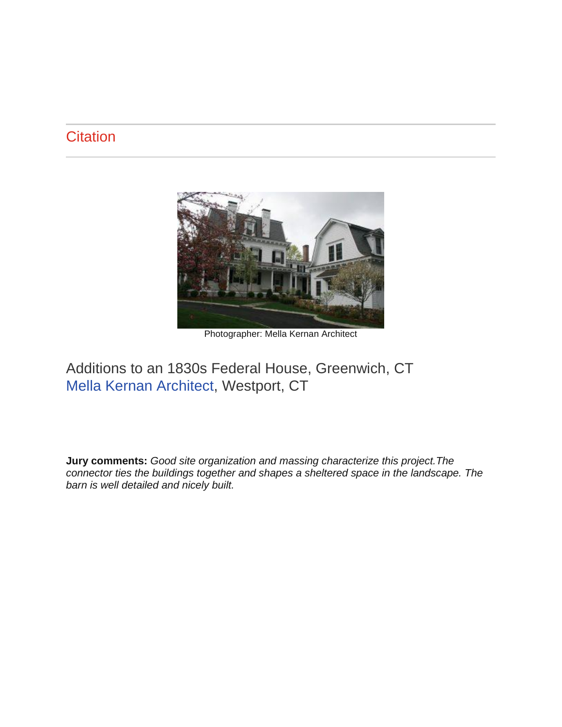## Citation

Photographer: Mella Kernan Architect

### Additions to an 1830s Federal House, Greenwich, CT
Mella Kernan Architect, Westport, CT

**Jury comments:** *Good site organization and massing characterize this project.The connector ties the buildings together and shapes a sheltered space in the landscape. The barn is well detailed and nicely built.*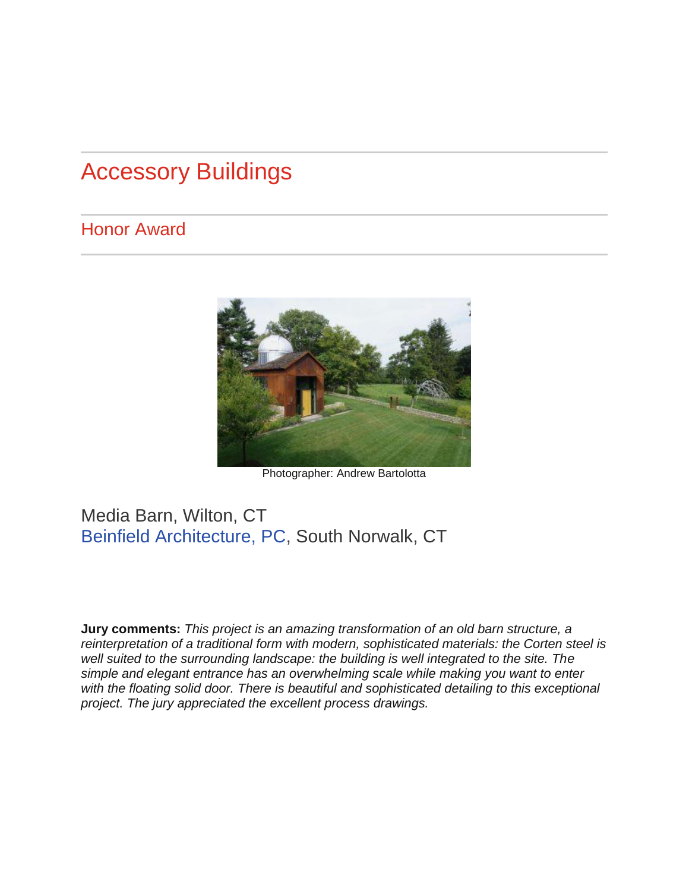## Accessory Buildings

### Honor Award

Photographer: Andrew Bartolotta

Media Barn, Wilton, CT
Beinfield Architecture, PC, South Norwalk, CT

**Jury comments:** *This project is an amazing transformation of an old barn structure, a reinterpretation of a traditional form with modern, sophisticated materials: the Corten steel is well suited to the surrounding landscape: the building is well integrated to the site. The simple and elegant entrance has an overwhelming scale while making you want to enter with the floating solid door. There is beautiful and sophisticated detailing to this exceptional project. The jury appreciated the excellent process drawings.*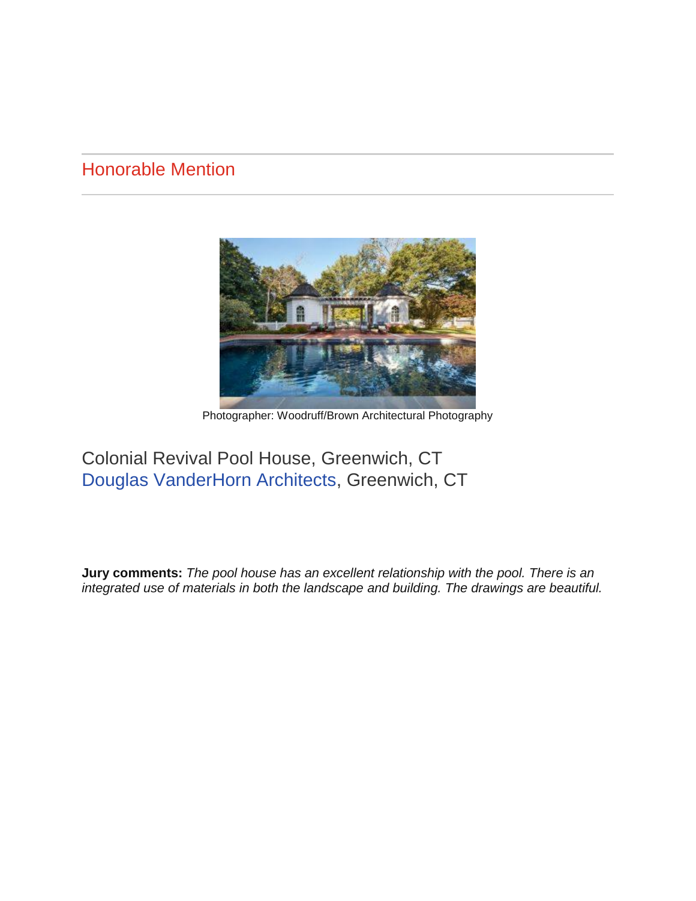## Honorable Mention

Photographer: Woodruff/Brown Architectural Photography

Colonial Revival Pool House, Greenwich, CT
Douglas VanderHorn Architects, Greenwich, CT

**Jury comments:** *The pool house has an excellent relationship with the pool. There is an integrated use of materials in both the landscape and building. The drawings are beautiful.*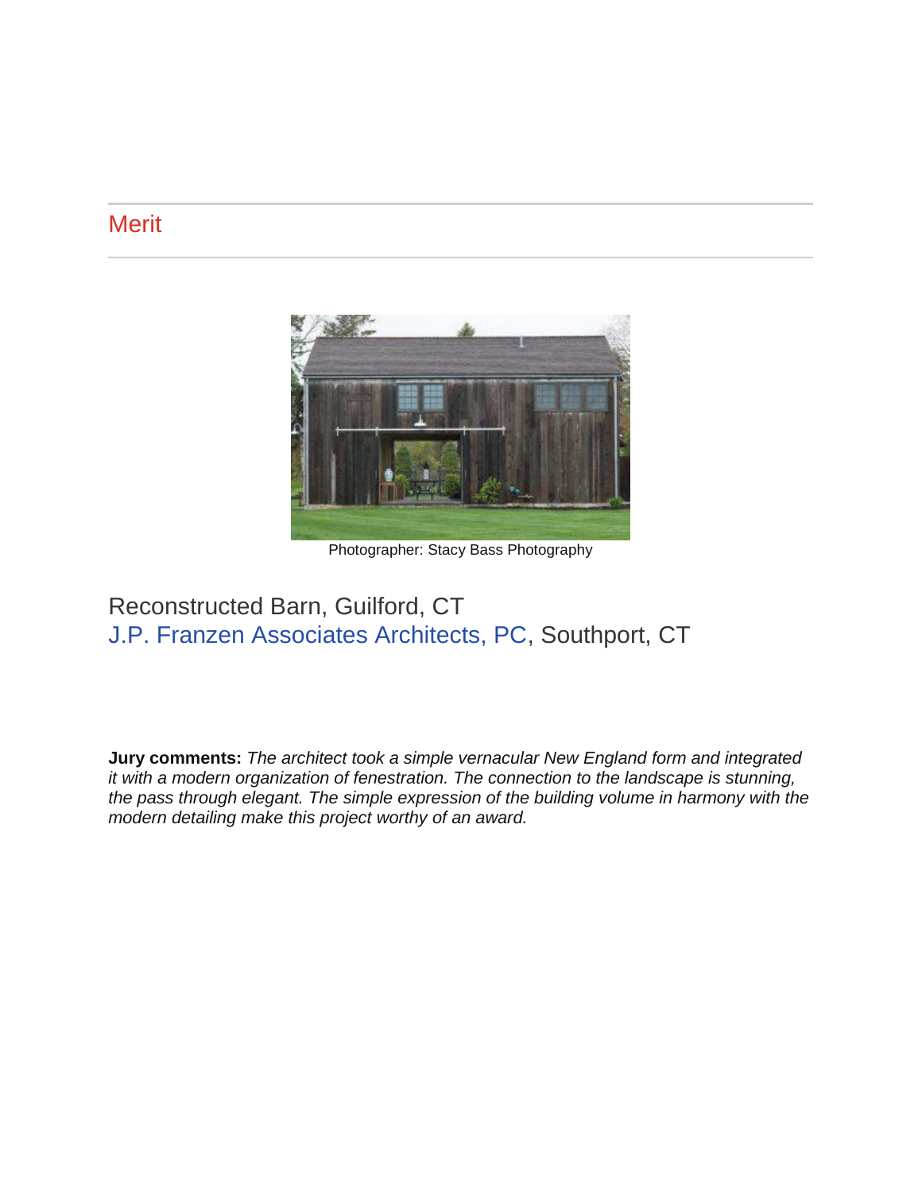## Merit

Photographer: Stacy Bass Photography

Reconstructed Barn, Guilford, CT
J.P. Franzen Associates Architects, PC, Southport, CT

**Jury comments:** *The architect took a simple vernacular New England form and integrated it with a modern organization of fenestration. The connection to the landscape is stunning, the pass through elegant. The simple expression of the building volume in harmony with the modern detailing make this project worthy of an award.*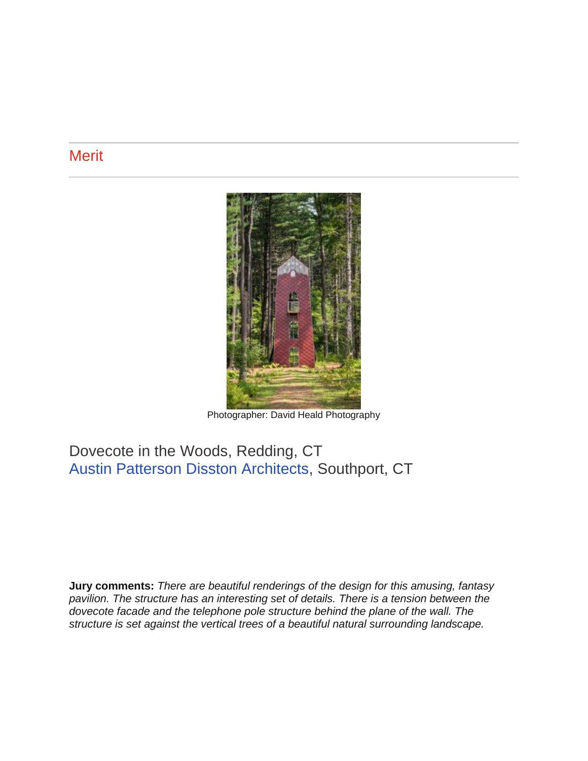## Merit

Photographer: David Heald Photography

Dovecote in the Woods, Redding, CT
Austin Patterson Disston Architects, Southport, CT

**Jury comments:** *There are beautiful renderings of the design for this amusing, fantasy pavilion. The structure has an interesting set of details. There is a tension between the dovecote facade and the telephone pole structure behind the plane of the wall. The structure is set against the vertical trees of a beautiful natural surrounding landscape.*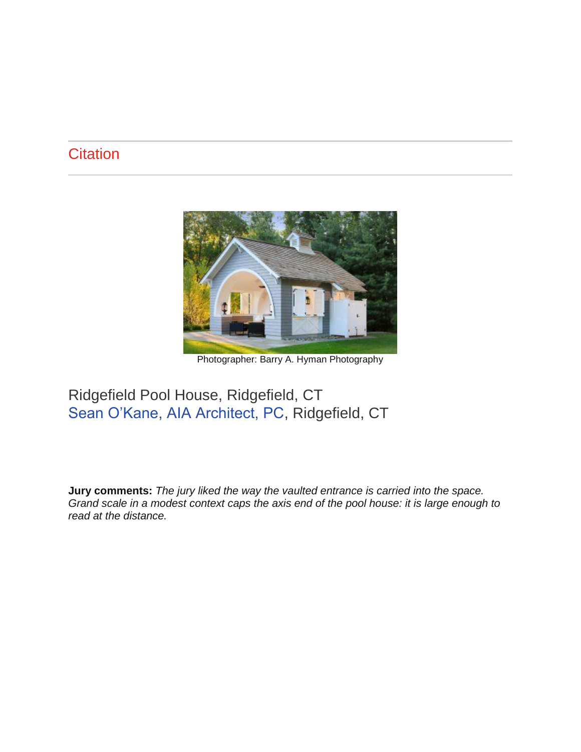## Citation

Photographer: Barry A. Hyman Photography

Ridgefield Pool House, Ridgefield, CT
Sean O'Kane, AIA Architect, PC, Ridgefield, CT

**Jury comments:** *The jury liked the way the vaulted entrance is carried into the space. Grand scale in a modest context caps the axis end of the pool house: it is large enough to read at the distance.*